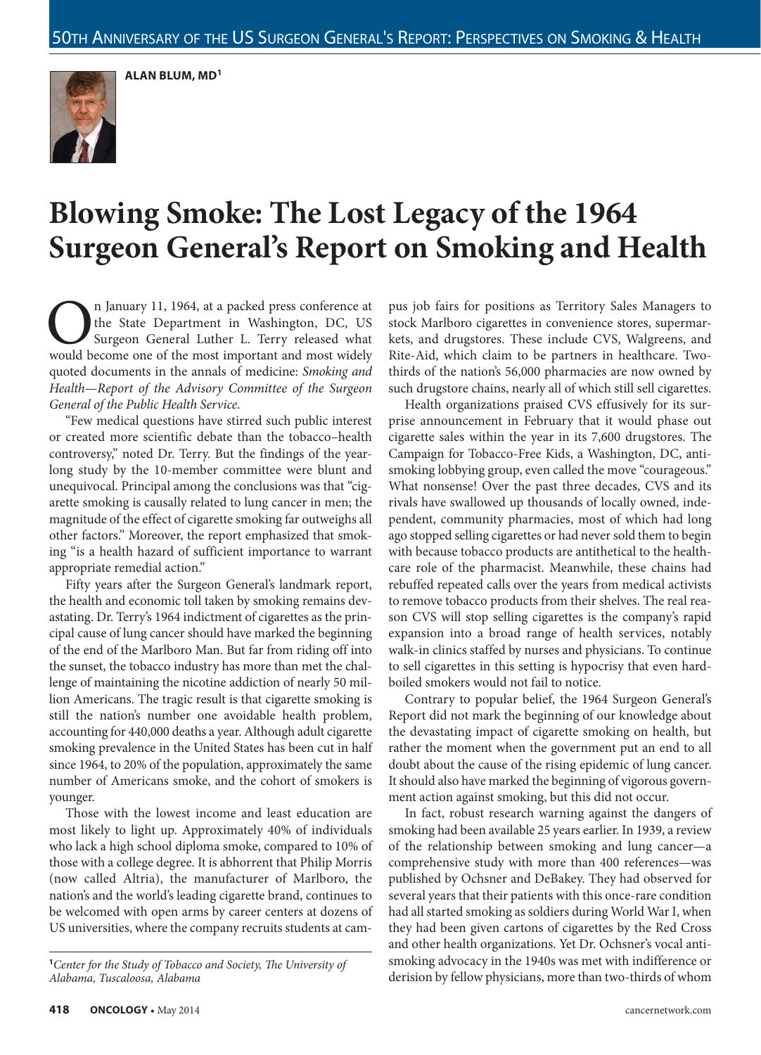**ALAN BLUM, MD**[1]

# Blowing Smoke: The Lost Legacy of the 1964 Surgeon General's Report on Smoking and Health

On January 11, 1964, at a packed press conference at the State Department in Washington, DC, US Surgeon General Luther L. Terry released what would become one of the most important and most widely quoted documents in the annals of medicine: *Smoking and Health—Report of the Advisory Committee of the Surgeon General of the Public Health Service*.

"Few medical questions have stirred such public interest or created more scientific debate than the tobacco–health controversy," noted Dr. Terry. But the findings of the year-long study by the 10-member committee were blunt and unequivocal. Principal among the conclusions was that "cigarette smoking is causally related to lung cancer in men; the magnitude of the effect of cigarette smoking far outweighs all other factors." Moreover, the report emphasized that smoking "is a health hazard of sufficient importance to warrant appropriate remedial action."

Fifty years after the Surgeon General's landmark report, the health and economic toll taken by smoking remains devastating. Dr. Terry's 1964 indictment of cigarettes as the principal cause of lung cancer should have marked the beginning of the end of the Marlboro Man. But far from riding off into the sunset, the tobacco industry has more than met the challenge of maintaining the nicotine addiction of nearly 50 million Americans. The tragic result is that cigarette smoking is still the nation's number one avoidable health problem, accounting for 440,000 deaths a year. Although adult cigarette smoking prevalence in the United States has been cut in half since 1964, to 20% of the population, approximately the same number of Americans smoke, and the cohort of smokers is younger.

Those with the lowest income and least education are most likely to light up. Approximately 40% of individuals who lack a high school diploma smoke, compared to 10% of those with a college degree. It is abhorrent that Philip Morris (now called Altria), the manufacturer of Marlboro, the nation's and the world's leading cigarette brand, continues to be welcomed with open arms by career centers at dozens of US universities, where the company recruits students at campus job fairs for positions as Territory Sales Managers to stock Marlboro cigarettes in convenience stores, supermarkets, and drugstores. These include CVS, Walgreens, and Rite-Aid, which claim to be partners in healthcare. Two-thirds of the nation's 56,000 pharmacies are now owned by such drugstore chains, nearly all of which still sell cigarettes.

Health organizations praised CVS effusively for its surprise announcement in February that it would phase out cigarette sales within the year in its 7,600 drugstores. The Campaign for Tobacco-Free Kids, a Washington, DC, anti-smoking lobbying group, even called the move "courageous." What nonsense! Over the past three decades, CVS and its rivals have swallowed up thousands of locally owned, independent, community pharmacies, most of which had long ago stopped selling cigarettes or had never sold them to begin with because tobacco products are antithetical to the healthcare role of the pharmacist. Meanwhile, these chains had rebuffed repeated calls over the years from medical activists to remove tobacco products from their shelves. The real reason CVS will stop selling cigarettes is the company's rapid expansion into a broad range of health services, notably walk-in clinics staffed by nurses and physicians. To continue to sell cigarettes in this setting is hypocrisy that even hard-boiled smokers would not fail to notice.

Contrary to popular belief, the 1964 Surgeon General's Report did not mark the beginning of our knowledge about the devastating impact of cigarette smoking on health, but rather the moment when the government put an end to all doubt about the cause of the rising epidemic of lung cancer. It should also have marked the beginning of vigorous government action against smoking, but this did not occur.

In fact, robust research warning against the dangers of smoking had been available 25 years earlier. In 1939, a review of the relationship between smoking and lung cancer—a comprehensive study with more than 400 references—was published by Ochsner and DeBakey. They had observed for several years that their patients with this once-rare condition had all started smoking as soldiers during World War I, when they had been given cartons of cigarettes by the Red Cross and other health organizations. Yet Dr. Ochsner's vocal anti-smoking advocacy in the 1940s was met with indifference or derision by fellow physicians, more than two-thirds of whom

[1] *Center for the Study of Tobacco and Society, The University of Alabama, Tuscaloosa, Alabama*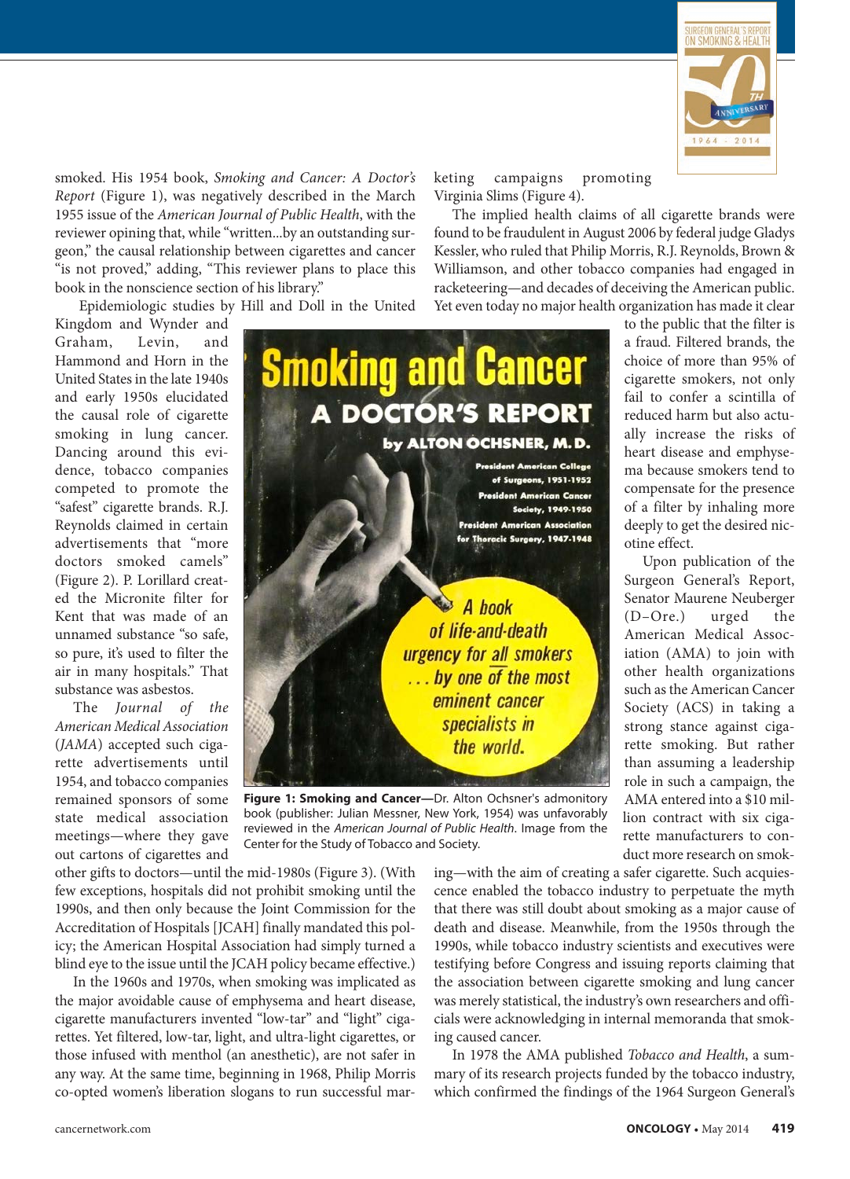smoked. His 1954 book, *Smoking and Cancer: A Doctor's Report* (Figure 1), was negatively described in the March 1955 issue of the *American Journal of Public Health*, with the reviewer opining that, while "written...by an outstanding surgeon," the causal relationship between cigarettes and cancer "is not proved," adding, "This reviewer plans to place this book in the nonscience section of his library."

Epidemiologic studies by Hill and Doll in the United Kingdom and Wynder and Graham, Levin, and Hammond and Horn in the United States in the late 1940s and early 1950s elucidated the causal role of cigarette smoking in lung cancer. Dancing around this evidence, tobacco companies competed to promote the "safest" cigarette brands. R.J. Reynolds claimed in certain advertisements that "more doctors smoked camels" (Figure 2). P. Lorillard created the Micronite filter for Kent that was made of an unnamed substance "so safe, so pure, it's used to filter the air in many hospitals." That substance was asbestos.

**Figure 1: Smoking and Cancer—**Dr. Alton Ochsner's admonitory book (publisher: Julian Messner, New York, 1954) was unfavorably reviewed in the *American Journal of Public Health*. Image from the Center for the Study of Tobacco and Society.

The *Journal of the American Medical Association* (*JAMA*) accepted such cigarette advertisements until 1954, and tobacco companies remained sponsors of some state medical association meetings—where they gave out cartons of cigarettes and other gifts to doctors—until the mid-1980s (Figure 3). (With few exceptions, hospitals did not prohibit smoking until the 1990s, and then only because the Joint Commission for the Accreditation of Hospitals [JCAH] finally mandated this policy; the American Hospital Association had simply turned a blind eye to the issue until the JCAH policy became effective.)

In the 1960s and 1970s, when smoking was implicated as the major avoidable cause of emphysema and heart disease, cigarette manufacturers invented "low-tar" and "light" cigarettes. Yet filtered, low-tar, light, and ultra-light cigarettes, or those infused with menthol (an anesthetic), are not safer in any way. At the same time, beginning in 1968, Philip Morris co-opted women's liberation slogans to run successful marketing campaigns promoting Virginia Slims (Figure 4).

The implied health claims of all cigarette brands were found to be fraudulent in August 2006 by federal judge Gladys Kessler, who ruled that Philip Morris, R.J. Reynolds, Brown & Williamson, and other tobacco companies had engaged in racketeering—and decades of deceiving the American public. Yet even today no major health organization has made it clear to the public that the filter is a fraud. Filtered brands, the choice of more than 95% of cigarette smokers, not only fail to confer a scintilla of reduced harm but also actually increase the risks of heart disease and emphysema because smokers tend to compensate for the presence of a filter by inhaling more deeply to get the desired nicotine effect.

Upon publication of the Surgeon General's Report, Senator Maurene Neuberger (D–Ore.) urged the American Medical Association (AMA) to join with other health organizations such as the American Cancer Society (ACS) in taking a strong stance against cigarette smoking. But rather than assuming a leadership role in such a campaign, the AMA entered into a $10 million contract with six cigarette manufacturers to conduct more research on smoking—with the aim of creating a safer cigarette. Such acquiescence enabled the tobacco industry to perpetuate the myth that there was still doubt about smoking as a major cause of death and disease. Meanwhile, from the 1950s through the 1990s, while tobacco industry scientists and executives were testifying before Congress and issuing reports claiming that the association between cigarette smoking and lung cancer was merely statistical, the industry's own researchers and officials were acknowledging in internal memoranda that smoking caused cancer.

In 1978 the AMA published *Tobacco and Health*, a summary of its research projects funded by the tobacco industry, which confirmed the findings of the 1964 Surgeon General's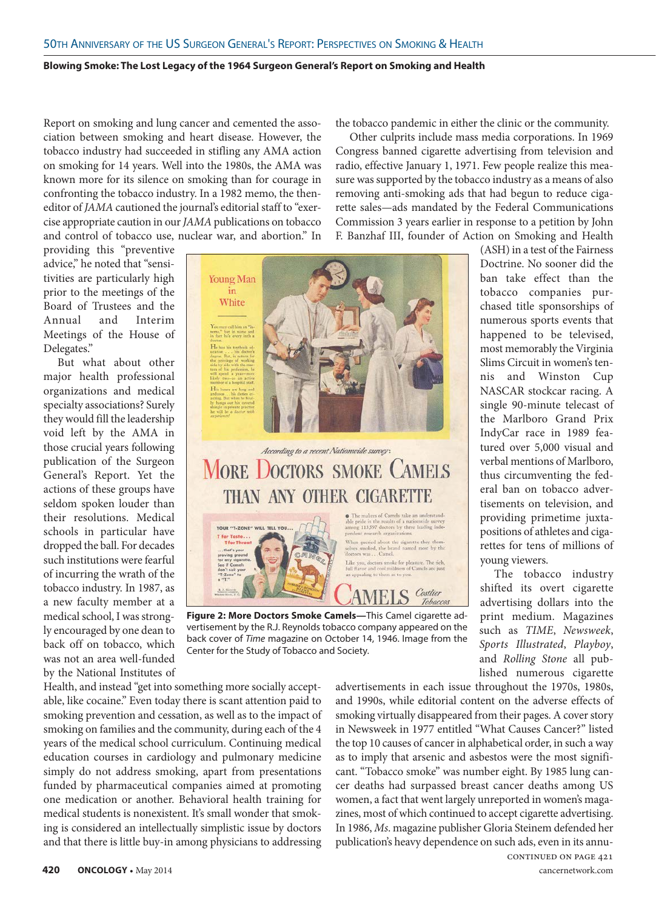Report on smoking and lung cancer and cemented the association between smoking and heart disease. However, the tobacco industry had succeeded in stifling any AMA action on smoking for 14 years. Well into the 1980s, the AMA was known more for its silence on smoking than for courage in confronting the tobacco industry. In a 1982 memo, the then-editor of *JAMA* cautioned the journal's editorial staff to "exercise appropriate caution in our *JAMA* publications on tobacco and control of tobacco use, nuclear war, and abortion." In providing this "preventive advice," he noted that "sensitivities are particularly high prior to the meetings of the Board of Trustees and the Annual and Interim Meetings of the House of Delegates."

But what about other major health professional organizations and medical specialty associations? Surely they would fill the leadership void left by the AMA in those crucial years following publication of the Surgeon General's Report. Yet the actions of these groups have seldom spoken louder than their resolutions. Medical schools in particular have dropped the ball. For decades such institutions were fearful of incurring the wrath of the tobacco industry. In 1987, as a new faculty member at a medical school, I was strongly encouraged by one dean to back off on tobacco, which was not an area well-funded by the National Institutes of Health, and instead "get into something more socially acceptable, like cocaine." Even today there is scant attention paid to smoking prevention and cessation, as well as to the impact of smoking on families and the community, during each of the 4 years of the medical school curriculum. Continuing medical education courses in cardiology and pulmonary medicine simply do not address smoking, apart from presentations funded by pharmaceutical companies aimed at promoting one medication or another. Behavioral health training for medical students is nonexistent. It's small wonder that smoking is considered an intellectually simplistic issue by doctors and that there is little buy-in among physicians to addressing the tobacco pandemic in either the clinic or the community.

Other culprits include mass media corporations. In 1969 Congress banned cigarette advertising from television and radio, effective January 1, 1971. Few people realize this measure was supported by the tobacco industry as a means of also removing anti-smoking ads that had begun to reduce cigarette sales—ads mandated by the Federal Communications Commission 3 years earlier in response to a petition by John F. Banzhaf III, founder of Action on Smoking and Health (ASH) in a test of the Fairness Doctrine. No sooner did the ban take effect than the tobacco companies purchased title sponsorships of numerous sports events that happened to be televised, most memorably the Virginia Slims Circuit in women's tennis and Winston Cup NASCAR stockcar racing. A single 90-minute telecast of the Marlboro Grand Prix IndyCar race in 1989 featured over 5,000 visual and verbal mentions of Marlboro, thus circumventing the federal ban on tobacco advertisements on television, and providing primetime juxtapositions of athletes and cigarettes for tens of millions of young viewers.

**Figure 2: More Doctors Smoke Camels**—This Camel cigarette advertisement by the R.J. Reynolds tobacco company appeared on the back cover of *Time* magazine on October 14, 1946. Image from the Center for the Study of Tobacco and Society.

The tobacco industry shifted its overt cigarette advertising dollars into the print medium. Magazines such as *TIME*, *Newsweek*, *Sports Illustrated*, *Playboy*, and *Rolling Stone* all published numerous cigarette advertisements in each issue throughout the 1970s, 1980s, and 1990s, while editorial content on the adverse effects of smoking virtually disappeared from their pages. A cover story in Newsweek in 1977 entitled "What Causes Cancer?" listed the top 10 causes of cancer in alphabetical order, in such a way as to imply that arsenic and asbestos were the most significant. "Tobacco smoke" was number eight. By 1985 lung cancer deaths had surpassed breast cancer deaths among US women, a fact that went largely unreported in women's magazines, most of which continued to accept cigarette advertising. In 1986, *Ms.* magazine publisher Gloria Steinem defended her publication's heavy dependence on such ads, even in its annu-

CONTINUED ON PAGE 421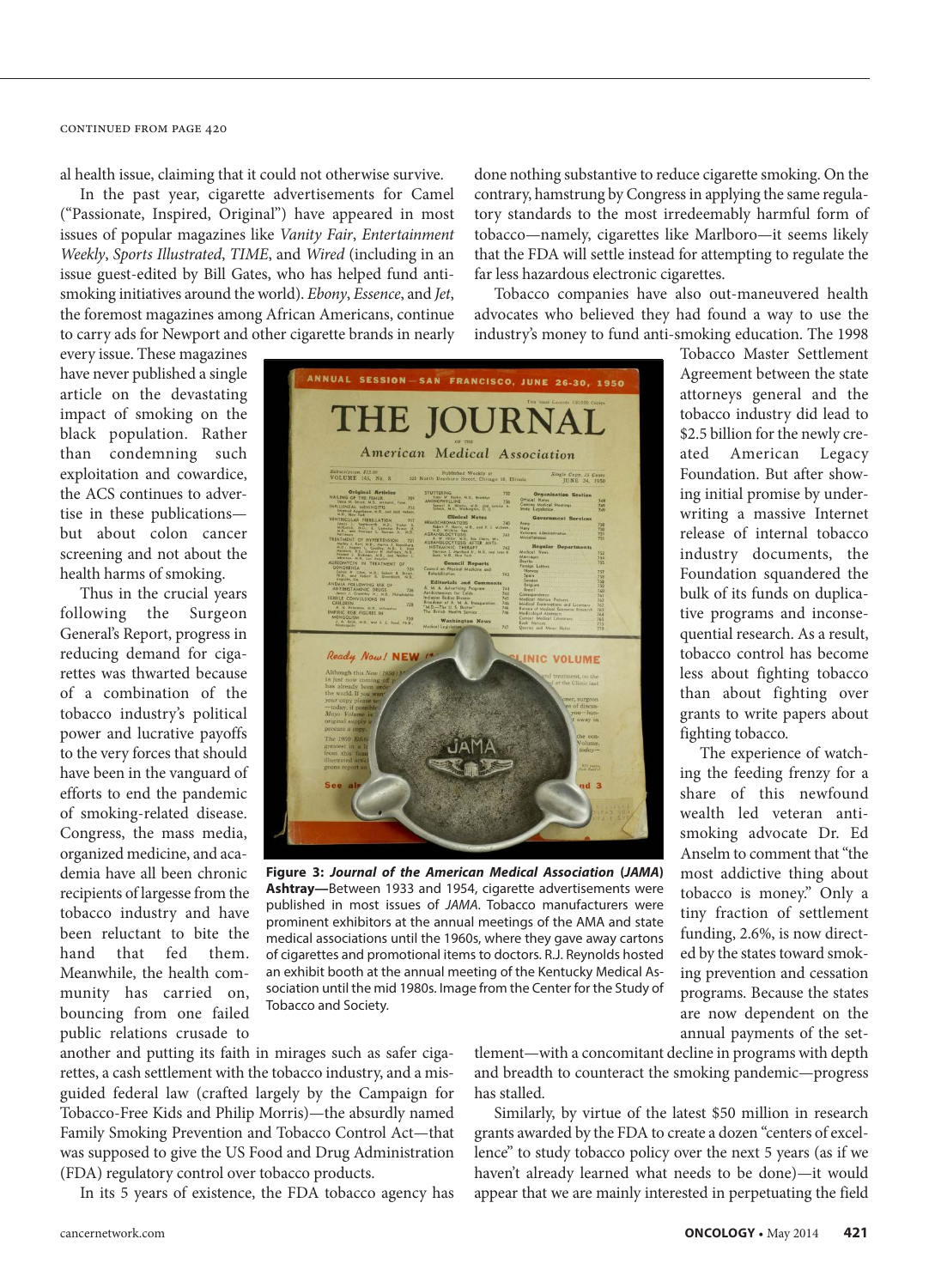CONTINUED FROM PAGE 420

al health issue, claiming that it could not otherwise survive.

In the past year, cigarette advertisements for Camel ("Passionate, Inspired, Original") have appeared in most issues of popular magazines like *Vanity Fair*, *Entertainment Weekly*, *Sports Illustrated*, *TIME*, and *Wired* (including in an issue guest-edited by Bill Gates, who has helped fund anti-smoking initiatives around the world). *Ebony*, *Essence*, and *Jet*, the foremost magazines among African Americans, continue to carry ads for Newport and other cigarette brands in nearly every issue. These magazines have never published a single article on the devastating impact of smoking on the black population. Rather than condemning such exploitation and cowardice, the ACS continues to advertise in these publications—but about colon cancer screening and not about the health harms of smoking.

Thus in the crucial years following the Surgeon General's Report, progress in reducing demand for cigarettes was thwarted because of a combination of the tobacco industry's political power and lucrative payoffs to the very forces that should have been in the vanguard of efforts to end the pandemic of smoking-related disease. Congress, the mass media, organized medicine, and academia have all been chronic recipients of largesse from the tobacco industry and have been reluctant to bite the hand that fed them. Meanwhile, the health community has carried on, bouncing from one failed public relations crusade to another and putting its faith in mirages such as safer cigarettes, a cash settlement with the tobacco industry, and a misguided federal law (crafted largely by the Campaign for Tobacco-Free Kids and Philip Morris)—the absurdly named Family Smoking Prevention and Tobacco Control Act—that was supposed to give the US Food and Drug Administration (FDA) regulatory control over tobacco products.

In its 5 years of existence, the FDA tobacco agency has done nothing substantive to reduce cigarette smoking. On the contrary, hamstrung by Congress in applying the same regulatory standards to the most irredeemably harmful form of tobacco—namely, cigarettes like Marlboro—it seems likely that the FDA will settle instead for attempting to regulate the far less hazardous electronic cigarettes.

Tobacco companies have also out-maneuvered health advocates who believed they had found a way to use the industry's money to fund anti-smoking education. The 1998 Tobacco Master Settlement Agreement between the state attorneys general and the tobacco industry did lead to $2.5 billion for the newly created American Legacy Foundation. But after showing initial promise by underwriting a massive Internet release of internal tobacco industry documents, the Foundation squandered the bulk of its funds on duplicative programs and inconsequential research. As a result, tobacco control has become less about fighting tobacco than about fighting over grants to write papers about fighting tobacco.

The experience of watching the feeding frenzy for a share of this newfound wealth led veteran anti-smoking advocate Dr. Ed Anselm to comment that "the most addictive thing about tobacco is money." Only a tiny fraction of settlement funding, 2.6%, is now directed by the states toward smoking prevention and cessation programs. Because the states are now dependent on the annual payments of the settlement—with a concomitant decline in programs with depth and breadth to counteract the smoking pandemic—progress has stalled.

Similarly, by virtue of the latest $50 million in research grants awarded by the FDA to create a dozen "centers of excellence" to study tobacco policy over the next 5 years (as if we haven't already learned what needs to be done)—it would appear that we are mainly interested in perpetuating the field

**Figure 3: *Journal of the American Medical Association* (*JAMA*) Ashtray**—Between 1933 and 1954, cigarette advertisements were published in most issues of *JAMA*. Tobacco manufacturers were prominent exhibitors at the annual meetings of the AMA and state medical associations until the 1960s, where they gave away cartons of cigarettes and promotional items to doctors. R.J. Reynolds hosted an exhibit booth at the annual meeting of the Kentucky Medical Association until the mid 1980s. Image from the Center for the Study of Tobacco and Society.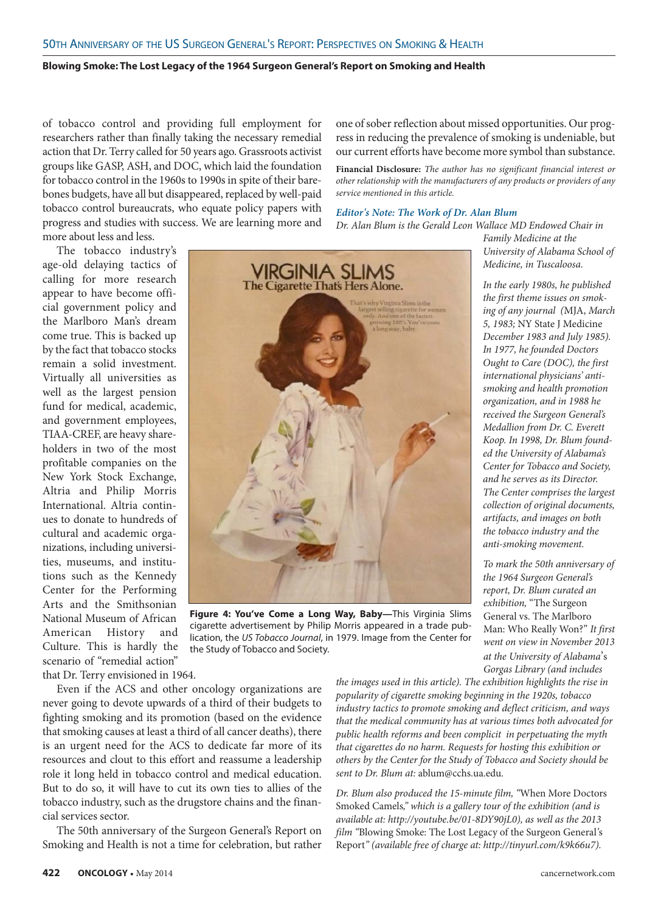of tobacco control and providing full employment for researchers rather than finally taking the necessary remedial action that Dr. Terry called for 50 years ago. Grassroots activist groups like GASP, ASH, and DOC, which laid the foundation for tobacco control in the 1960s to 1990s in spite of their bare-bones budgets, have all but disappeared, replaced by well-paid tobacco control bureaucrats, who equate policy papers with progress and studies with success. We are learning more and more about less and less.

The tobacco industry's age-old delaying tactics of calling for more research appear to have become official government policy and the Marlboro Man's dream come true. This is backed up by the fact that tobacco stocks remain a solid investment. Virtually all universities as well as the largest pension fund for medical, academic, and government employees, TIAA-CREF, are heavy shareholders in two of the most profitable companies on the New York Stock Exchange, Altria and Philip Morris International. Altria continues to donate to hundreds of cultural and academic organizations, including universities, museums, and institutions such as the Kennedy Center for the Performing Arts and the Smithsonian National Museum of African American History and Culture. This is hardly the scenario of "remedial action" that Dr. Terry envisioned in 1964.

**Figure 4: You've Come a Long Way, Baby—**This Virginia Slims cigarette advertisement by Philip Morris appeared in a trade publication, the *US Tobacco Journal*, in 1979. Image from the Center for the Study of Tobacco and Society.

Even if the ACS and other oncology organizations are never going to devote upwards of a third of their budgets to fighting smoking and its promotion (based on the evidence that smoking causes at least a third of all cancer deaths), there is an urgent need for the ACS to dedicate far more of its resources and clout to this effort and reassume a leadership role it long held in tobacco control and medical education. But to do so, it will have to cut its own ties to allies of the tobacco industry, such as the drugstore chains and the financial services sector.

The 50th anniversary of the Surgeon General's Report on Smoking and Health is not a time for celebration, but rather one of sober reflection about missed opportunities. Our progress in reducing the prevalence of smoking is undeniable, but our current efforts have become more symbol than substance.

**Financial Disclosure:** *The author has no significant financial interest or other relationship with the manufacturers of any products or providers of any service mentioned in this article.*

***Editor's Note: The Work of Dr. Alan Blum***

*Dr. Alan Blum is the Gerald Leon Wallace MD Endowed Chair in Family Medicine at the University of Alabama School of Medicine, in Tuscaloosa.*

*In the early 1980s, he published the first theme issues on smoking of any journal (*MJA, *March 5, 1983;* NY State J Medicine *December 1983 and July 1985). In 1977, he founded Doctors Ought to Care (DOC), the first international physicians' anti-smoking and health promotion organization, and in 1988 he received the Surgeon General's Medallion from Dr. C. Everett Koop. In 1998, Dr. Blum founded the University of Alabama's Center for Tobacco and Society, and he serves as its Director. The Center comprises the largest collection of original documents, artifacts, and images on both the tobacco industry and the anti-smoking movement.*

*To mark the 50th anniversary of the 1964 Surgeon General's report, Dr. Blum curated an exhibition,* "The Surgeon General vs. The Marlboro Man: Who Really Won?" *It first went on view in November 2013 at the University of Alabama's Gorgas Library (and includes the images used in this article). The exhibition highlights the rise in popularity of cigarette smoking beginning in the 1920s, tobacco industry tactics to promote smoking and deflect criticism, and ways that the medical community has at various times both advocated for public health reforms and been complicit in perpetuating the myth that cigarettes do no harm. Requests for hosting this exhibition or others by the Center for the Study of Tobacco and Society should be sent to Dr. Blum at:* ablum@cchs.ua.edu.

*Dr. Blum also produced the 15-minute film, "*When More Doctors Smoked Camels,*" which is a gallery tour of the exhibition (and is available at: http://youtube.be/01-8DY90jL0), as well as the 2013 film "*Blowing Smoke: The Lost Legacy of the Surgeon General's Report*" (available free of charge at: http://tinyurl.com/k9k66u7).*